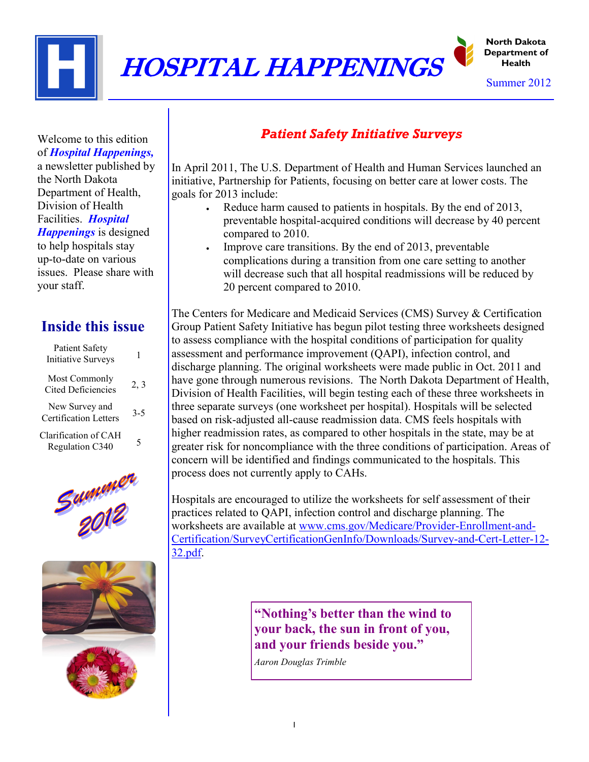# *HOSPITAL HAPPENINGS*

North Dakota Department of Health

Summer 2012

Welcome to this edition of ***Hospital Happenings,*** a newsletter published by the North Dakota Department of Health, Division of Health Facilities. ***Hospital Happenings*** is designed to help hospitals stay up-to-date on various issues. Please share with your staff.

## Inside this issue

| | |
|---|---|
| Patient Safety Initiative Surveys | 1 |
| Most Commonly Cited Deficiencies | 2, 3 |
| New Survey and Certification Letters | 3-5 |
| Clarification of CAH Regulation C340 | 5 |

Summer 2012

## *Patient Safety Initiative Surveys*

In April 2011, The U.S. Department of Health and Human Services launched an initiative, Partnership for Patients, focusing on better care at lower costs. The goals for 2013 include:

- Reduce harm caused to patients in hospitals. By the end of 2013, preventable hospital-acquired conditions will decrease by 40 percent compared to 2010.
- Improve care transitions. By the end of 2013, preventable complications during a transition from one care setting to another will decrease such that all hospital readmissions will be reduced by 20 percent compared to 2010.

The Centers for Medicare and Medicaid Services (CMS) Survey & Certification Group Patient Safety Initiative has begun pilot testing three worksheets designed to assess compliance with the hospital conditions of participation for quality assessment and performance improvement (QAPI), infection control, and discharge planning. The original worksheets were made public in Oct. 2011 and have gone through numerous revisions. The North Dakota Department of Health, Division of Health Facilities, will begin testing each of these three worksheets in three separate surveys (one worksheet per hospital). Hospitals will be selected based on risk-adjusted all-cause readmission data. CMS feels hospitals with higher readmission rates, as compared to other hospitals in the state, may be at greater risk for noncompliance with the three conditions of participation. Areas of concern will be identified and findings communicated to the hospitals. This process does not currently apply to CAHs.

Hospitals are encouraged to utilize the worksheets for self assessment of their practices related to QAPI, infection control and discharge planning. The worksheets are available at www.cms.gov/Medicare/Provider-Enrollment-and-Certification/SurveyCertificationGenInfo/Downloads/Survey-and-Cert-Letter-12-32.pdf.

> **"Nothing's better than the wind to your back, the sun in front of you, and your friends beside you."**
>
> *Aaron Douglas Trimble*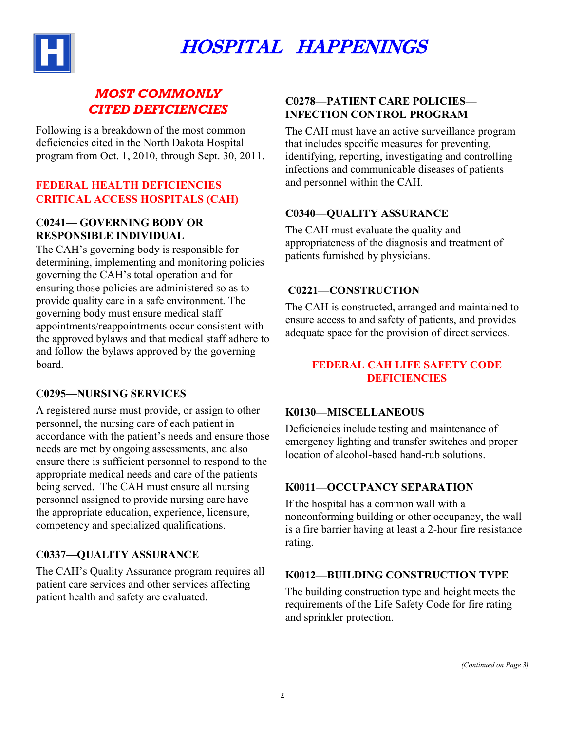## *MOST COMMONLY CITED DEFICIENCIES*

Following is a breakdown of the most common deficiencies cited in the North Dakota Hospital program from Oct. 1, 2010, through Sept. 30, 2011.

### FEDERAL HEALTH DEFICIENCIES CRITICAL ACCESS HOSPITALS (CAH)

**C0241— GOVERNING BODY OR RESPONSIBLE INDIVIDUAL**

The CAH's governing body is responsible for determining, implementing and monitoring policies governing the CAH's total operation and for ensuring those policies are administered so as to provide quality care in a safe environment. The governing body must ensure medical staff appointments/reappointments occur consistent with the approved bylaws and that medical staff adhere to and follow the bylaws approved by the governing board.

**C0295—NURSING SERVICES**

A registered nurse must provide, or assign to other personnel, the nursing care of each patient in accordance with the patient's needs and ensure those needs are met by ongoing assessments, and also ensure there is sufficient personnel to respond to the appropriate medical needs and care of the patients being served. The CAH must ensure all nursing personnel assigned to provide nursing care have the appropriate education, experience, licensure, competency and specialized qualifications.

**C0337—QUALITY ASSURANCE**

The CAH's Quality Assurance program requires all patient care services and other services affecting patient health and safety are evaluated.

**C0278—PATIENT CARE POLICIES—INFECTION CONTROL PROGRAM**

The CAH must have an active surveillance program that includes specific measures for preventing, identifying, reporting, investigating and controlling infections and communicable diseases of patients and personnel within the CAH.

**C0340—QUALITY ASSURANCE**

The CAH must evaluate the quality and appropriateness of the diagnosis and treatment of patients furnished by physicians.

**C0221—CONSTRUCTION**

The CAH is constructed, arranged and maintained to ensure access to and safety of patients, and provides adequate space for the provision of direct services.

### FEDERAL CAH LIFE SAFETY CODE DEFICIENCIES

**K0130—MISCELLANEOUS**

Deficiencies include testing and maintenance of emergency lighting and transfer switches and proper location of alcohol-based hand-rub solutions.

**K0011—OCCUPANCY SEPARATION**

If the hospital has a common wall with a nonconforming building or other occupancy, the wall is a fire barrier having at least a 2-hour fire resistance rating.

**K0012—BUILDING CONSTRUCTION TYPE**

The building construction type and height meets the requirements of the Life Safety Code for fire rating and sprinkler protection.

*(Continued on Page 3)*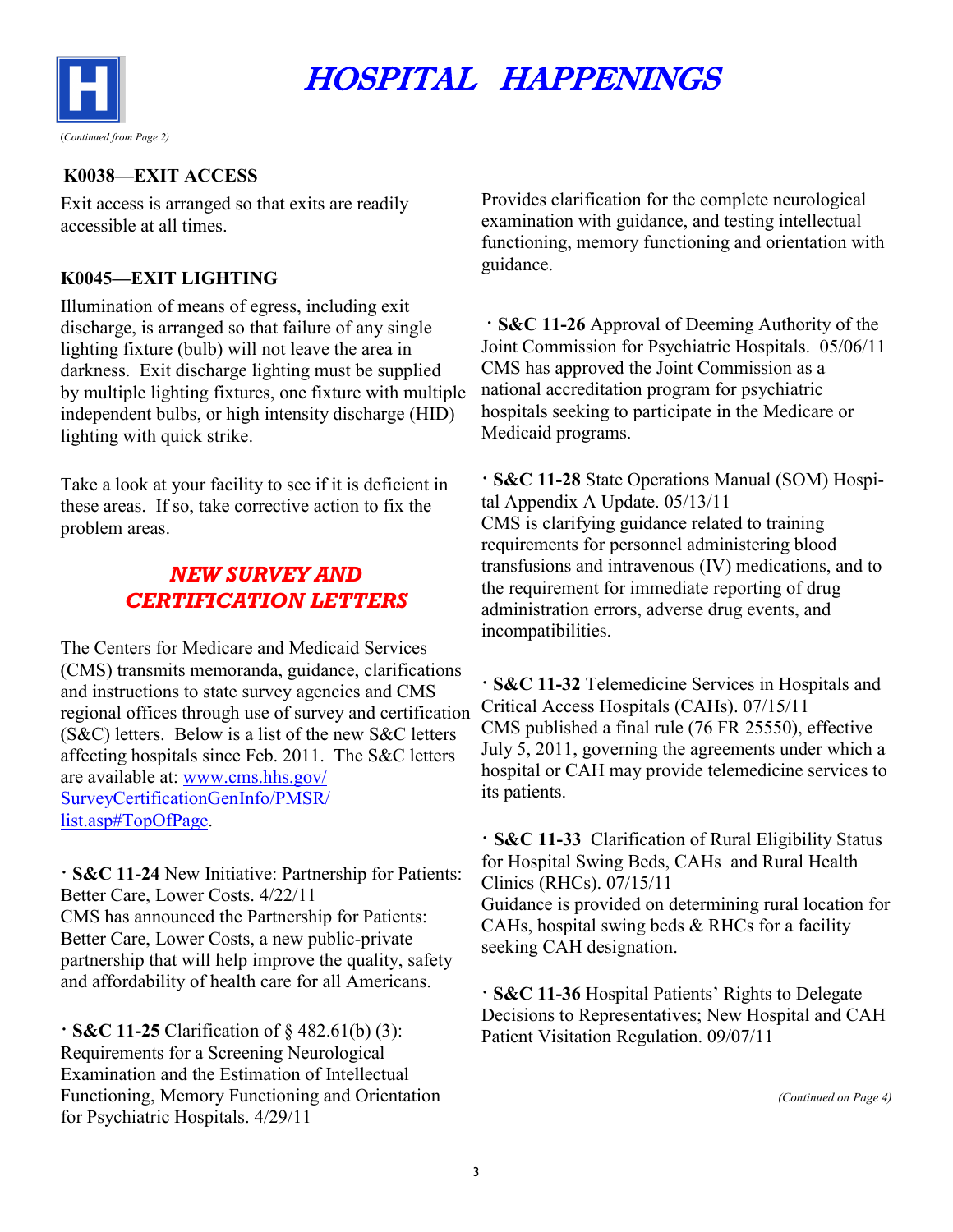(*Continued from Page 2*)

### K0038—EXIT ACCESS

Exit access is arranged so that exits are readily accessible at all times.

### K0045—EXIT LIGHTING

Illumination of means of egress, including exit discharge, is arranged so that failure of any single lighting fixture (bulb) will not leave the area in darkness. Exit discharge lighting must be supplied by multiple lighting fixtures, one fixture with multiple independent bulbs, or high intensity discharge (HID) lighting with quick strike.

Take a look at your facility to see if it is deficient in these areas. If so, take corrective action to fix the problem areas.

## *NEW SURVEY AND CERTIFICATION LETTERS*

The Centers for Medicare and Medicaid Services (CMS) transmits memoranda, guidance, clarifications and instructions to state survey agencies and CMS regional offices through use of survey and certification (S&C) letters. Below is a list of the new S&C letters affecting hospitals since Feb. 2011. The S&C letters are available at: [www.cms.hhs.gov/SurveyCertificationGenInfo/PMSR/list.asp#TopOfPage](www.cms.hhs.gov/SurveyCertificationGenInfo/PMSR/list.asp#TopOfPage).

· **S&C 11-24** New Initiative: Partnership for Patients: Better Care, Lower Costs. 4/22/11
CMS has announced the Partnership for Patients: Better Care, Lower Costs, a new public-private partnership that will help improve the quality, safety and affordability of health care for all Americans.

· **S&C 11-25** Clarification of § 482.61(b) (3): Requirements for a Screening Neurological Examination and the Estimation of Intellectual Functioning, Memory Functioning and Orientation for Psychiatric Hospitals. 4/29/11
Provides clarification for the complete neurological examination with guidance, and testing intellectual functioning, memory functioning and orientation with guidance.

· **S&C 11-26** Approval of Deeming Authority of the Joint Commission for Psychiatric Hospitals. 05/06/11
CMS has approved the Joint Commission as a national accreditation program for psychiatric hospitals seeking to participate in the Medicare or Medicaid programs.

· **S&C 11-28** State Operations Manual (SOM) Hospital Appendix A Update. 05/13/11
CMS is clarifying guidance related to training requirements for personnel administering blood transfusions and intravenous (IV) medications, and to the requirement for immediate reporting of drug administration errors, adverse drug events, and incompatibilities.

· **S&C 11-32** Telemedicine Services in Hospitals and Critical Access Hospitals (CAHs). 07/15/11
CMS published a final rule (76 FR 25550), effective July 5, 2011, governing the agreements under which a hospital or CAH may provide telemedicine services to its patients.

· **S&C 11-33** Clarification of Rural Eligibility Status for Hospital Swing Beds, CAHs and Rural Health Clinics (RHCs). 07/15/11
Guidance is provided on determining rural location for CAHs, hospital swing beds & RHCs for a facility seeking CAH designation.

· **S&C 11-36** Hospital Patients' Rights to Delegate Decisions to Representatives; New Hospital and CAH Patient Visitation Regulation. 09/07/11

(*Continued on Page 4*)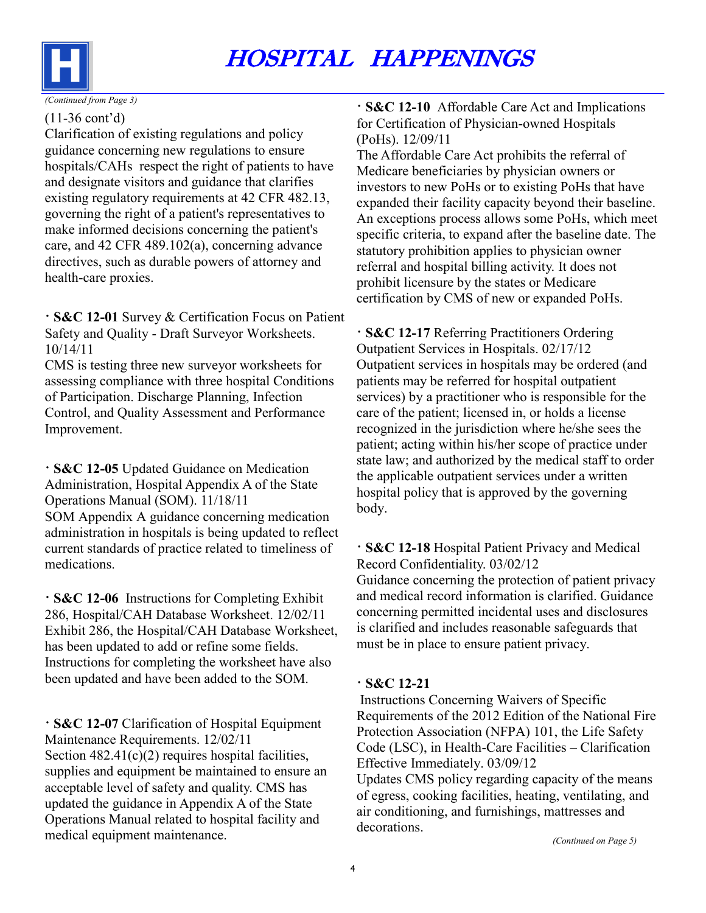*(Continued from Page 3)*

(11-36 cont'd)

Clarification of existing regulations and policy guidance concerning new regulations to ensure hospitals/CAHs respect the right of patients to have and designate visitors and guidance that clarifies existing regulatory requirements at 42 CFR 482.13, governing the right of a patient's representatives to make informed decisions concerning the patient's care, and 42 CFR 489.102(a), concerning advance directives, such as durable powers of attorney and health-care proxies.

· **S&C 12-01** Survey & Certification Focus on Patient Safety and Quality - Draft Surveyor Worksheets. 10/14/11

CMS is testing three new surveyor worksheets for assessing compliance with three hospital Conditions of Participation. Discharge Planning, Infection Control, and Quality Assessment and Performance Improvement.

· **S&C 12-05** Updated Guidance on Medication Administration, Hospital Appendix A of the State Operations Manual (SOM). 11/18/11

SOM Appendix A guidance concerning medication administration in hospitals is being updated to reflect current standards of practice related to timeliness of medications.

· **S&C 12-06** Instructions for Completing Exhibit 286, Hospital/CAH Database Worksheet. 12/02/11

Exhibit 286, the Hospital/CAH Database Worksheet, has been updated to add or refine some fields. Instructions for completing the worksheet have also been updated and have been added to the SOM.

· **S&C 12-07** Clarification of Hospital Equipment Maintenance Requirements. 12/02/11

Section 482.41(c)(2) requires hospital facilities, supplies and equipment be maintained to ensure an acceptable level of safety and quality. CMS has updated the guidance in Appendix A of the State Operations Manual related to hospital facility and medical equipment maintenance.

· **S&C 12-10** Affordable Care Act and Implications for Certification of Physician-owned Hospitals (PoHs). 12/09/11

The Affordable Care Act prohibits the referral of Medicare beneficiaries by physician owners or investors to new PoHs or to existing PoHs that have expanded their facility capacity beyond their baseline. An exceptions process allows some PoHs, which meet specific criteria, to expand after the baseline date. The statutory prohibition applies to physician owner referral and hospital billing activity. It does not prohibit licensure by the states or Medicare certification by CMS of new or expanded PoHs.

· **S&C 12-17** Referring Practitioners Ordering Outpatient Services in Hospitals. 02/17/12

Outpatient services in hospitals may be ordered (and patients may be referred for hospital outpatient services) by a practitioner who is responsible for the care of the patient; licensed in, or holds a license recognized in the jurisdiction where he/she sees the patient; acting within his/her scope of practice under state law; and authorized by the medical staff to order the applicable outpatient services under a written hospital policy that is approved by the governing body.

· **S&C 12-18** Hospital Patient Privacy and Medical Record Confidentiality. 03/02/12

Guidance concerning the protection of patient privacy and medical record information is clarified. Guidance concerning permitted incidental uses and disclosures is clarified and includes reasonable safeguards that must be in place to ensure patient privacy.

· **S&C 12-21**

Instructions Concerning Waivers of Specific Requirements of the 2012 Edition of the National Fire Protection Association (NFPA) 101, the Life Safety Code (LSC), in Health-Care Facilities – Clarification Effective Immediately. 03/09/12

Updates CMS policy regarding capacity of the means of egress, cooking facilities, heating, ventilating, and air conditioning, and furnishings, mattresses and decorations.

*(Continued on Page 5)*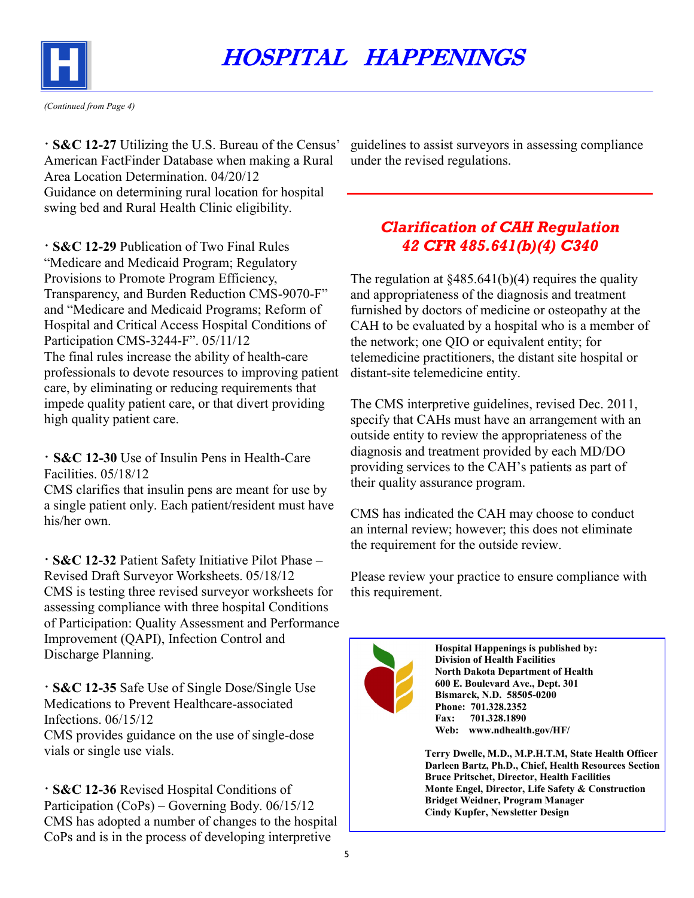*(Continued from Page 4)*

- **S&C 12-27** Utilizing the U.S. Bureau of the Census' American FactFinder Database when making a Rural Area Location Determination. 04/20/12
Guidance on determining rural location for hospital swing bed and Rural Health Clinic eligibility.

- **S&C 12-29** Publication of Two Final Rules "Medicare and Medicaid Program; Regulatory Provisions to Promote Program Efficiency, Transparency, and Burden Reduction CMS-9070-F" and "Medicare and Medicaid Programs; Reform of Hospital and Critical Access Hospital Conditions of Participation CMS-3244-F". 05/11/12
The final rules increase the ability of health-care professionals to devote resources to improving patient care, by eliminating or reducing requirements that impede quality patient care, or that divert providing high quality patient care.

- **S&C 12-30** Use of Insulin Pens in Health-Care Facilities. 05/18/12
CMS clarifies that insulin pens are meant for use by a single patient only. Each patient/resident must have his/her own.

- **S&C 12-32** Patient Safety Initiative Pilot Phase – Revised Draft Surveyor Worksheets. 05/18/12
CMS is testing three revised surveyor worksheets for assessing compliance with three hospital Conditions of Participation: Quality Assessment and Performance Improvement (QAPI), Infection Control and Discharge Planning.

- **S&C 12-35** Safe Use of Single Dose/Single Use Medications to Prevent Healthcare-associated Infections. 06/15/12
CMS provides guidance on the use of single-dose vials or single use vials.

- **S&C 12-36** Revised Hospital Conditions of Participation (CoPs) – Governing Body. 06/15/12
CMS has adopted a number of changes to the hospital CoPs and is in the process of developing interpretive guidelines to assist surveyors in assessing compliance under the revised regulations.

## *Clarification of CAH Regulation 42 CFR 485.641(b)(4) C340*

The regulation at §485.641(b)(4) requires the quality and appropriateness of the diagnosis and treatment furnished by doctors of medicine or osteopathy at the CAH to be evaluated by a hospital who is a member of the network; one QIO or equivalent entity; for telemedicine practitioners, the distant site hospital or distant-site telemedicine entity.

The CMS interpretive guidelines, revised Dec. 2011, specify that CAHs must have an arrangement with an outside entity to review the appropriateness of the diagnosis and treatment provided by each MD/DO providing services to the CAH's patients as part of their quality assurance program.

CMS has indicated the CAH may choose to conduct an internal review; however; this does not eliminate the requirement for the outside review.

Please review your practice to ensure compliance with this requirement.

**Hospital Happenings is published by:**
**Division of Health Facilities**
**North Dakota Department of Health**
**600 E. Boulevard Ave., Dept. 301**
**Bismarck, N.D. 58505-0200**
**Phone: 701.328.2352**
**Fax: 701.328.1890**
**Web: www.ndhealth.gov/HF/**

**Terry Dwelle, M.D., M.P.H.T.M, State Health Officer**
**Darleen Bartz, Ph.D., Chief, Health Resources Section**
**Bruce Pritschet, Director, Health Facilities**
**Monte Engel, Director, Life Safety & Construction**
**Bridget Weidner, Program Manager**
**Cindy Kupfer, Newsletter Design**